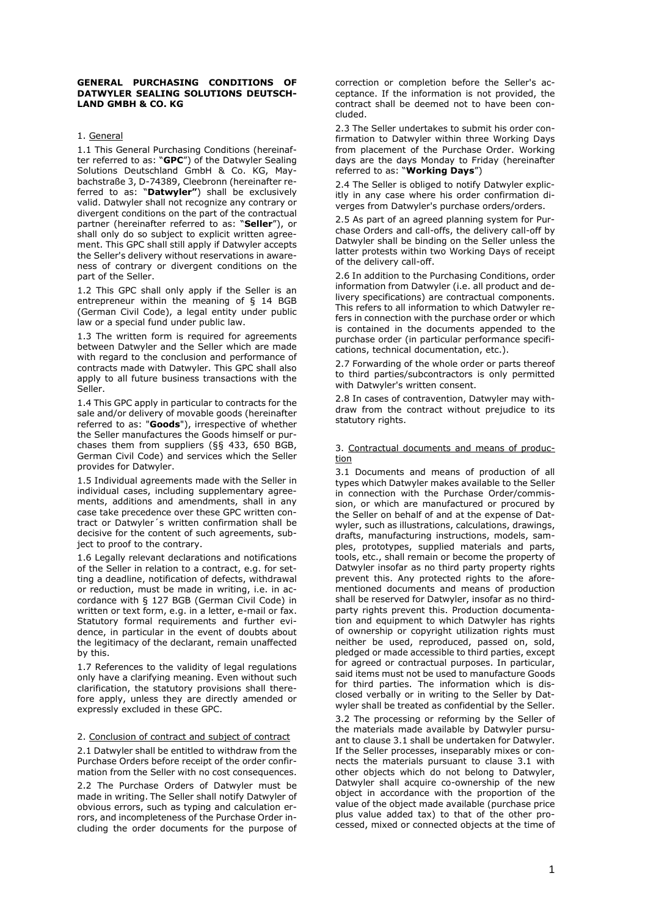# GENERAL PURCHASING CONDITIONS OF DATWYLER SEALING SOLUTIONS DEUTSCHLAND GMBH & CO. KG

## 1. General

1.1 This General Purchasing Conditions (hereinafter referred to as: "**GPC**") of the Datwyler Sealing Solutions Deutschland GmbH & Co. KG, Maybachstraße 3, D-74389, Cleebronn (hereinafter referred to as: "**Datwyler"**) shall be exclusively valid. Datwyler shall not recognize any contrary or divergent conditions on the part of the contractual partner (hereinafter referred to as: "**Seller**"), or shall only do so subject to explicit written agreement. This GPC shall still apply if Datwyler accepts the Seller's delivery without reservations in awareness of contrary or divergent conditions on the part of the Seller.

1.2 This GPC shall only apply if the Seller is an entrepreneur within the meaning of § 14 BGB (German Civil Code), a legal entity under public law or a special fund under public law.

1.3 The written form is required for agreements between Datwyler and the Seller which are made with regard to the conclusion and performance of contracts made with Datwyler. This GPC shall also apply to all future business transactions with the Seller.

1.4 This GPC apply in particular to contracts for the sale and/or delivery of movable goods (hereinafter referred to as: "**Goods**"), irrespective of whether the Seller manufactures the Goods himself or purchases them from suppliers (§§ 433, 650 BGB, German Civil Code) and services which the Seller provides for Datwyler.

1.5 Individual agreements made with the Seller in individual cases, including supplementary agreements, additions and amendments, shall in any case take precedence over these GPC written contract or Datwyler´s written confirmation shall be decisive for the content of such agreements, subject to proof to the contrary.

1.6 Legally relevant declarations and notifications of the Seller in relation to a contract, e.g. for setting a deadline, notification of defects, withdrawal or reduction, must be made in writing, i.e. in accordance with § 127 BGB (German Civil Code) in written or text form, e.g. in a letter, e-mail or fax. Statutory formal requirements and further evidence, in particular in the event of doubts about the legitimacy of the declarant, remain unaffected by this.

1.7 References to the validity of legal regulations only have a clarifying meaning. Even without such clarification, the statutory provisions shall therefore apply, unless they are directly amended or expressly excluded in these GPC.

## 2. Conclusion of contract and subject of contract

2.1 Datwyler shall be entitled to withdraw from the Purchase Orders before receipt of the order confirmation from the Seller with no cost consequences.

2.2 The Purchase Orders of Datwyler must be made in writing. The Seller shall notify Datwyler of obvious errors, such as typing and calculation errors, and incompleteness of the Purchase Order including the order documents for the purpose of correction or completion before the Seller's acceptance. If the information is not provided, the contract shall be deemed not to have been concluded.

2.3 The Seller undertakes to submit his order confirmation to Datwyler within three Working Days from placement of the Purchase Order. Working days are the days Monday to Friday (hereinafter referred to as: "**Working Days**")

2.4 The Seller is obliged to notify Datwyler explicitly in any case where his order confirmation diverges from Datwyler's purchase orders/orders.

2.5 As part of an agreed planning system for Purchase Orders and call-offs, the delivery call-off by Datwyler shall be binding on the Seller unless the latter protests within two Working Days of receipt of the delivery call-off.

2.6 In addition to the Purchasing Conditions, order information from Datwyler (i.e. all product and delivery specifications) are contractual components. This refers to all information to which Datwyler refers in connection with the purchase order or which is contained in the documents appended to the purchase order (in particular performance specifications, technical documentation, etc.).

2.7 Forwarding of the whole order or parts thereof to third parties/subcontractors is only permitted with Datwyler's written consent.

2.8 In cases of contravention, Datwyler may withdraw from the contract without prejudice to its statutory rights.

## 3. Contractual documents and means of production

3.1 Documents and means of production of all types which Datwyler makes available to the Seller in connection with the Purchase Order/commission, or which are manufactured or procured by the Seller on behalf of and at the expense of Datwyler, such as illustrations, calculations, drawings, drafts, manufacturing instructions, models, samples, prototypes, supplied materials and parts, tools, etc., shall remain or become the property of Datwyler insofar as no third party property rights prevent this. Any protected rights to the aforementioned documents and means of production shall be reserved for Datwyler, insofar as no third-party rights prevent this. Production documentation and equipment to which Datwyler has rights of ownership or copyright utilization rights must neither be used, reproduced, passed on, sold, pledged or made accessible to third parties, except for agreed or contractual purposes. In particular, said items must not be used to manufacture Goods for third parties. The information which is disclosed verbally or in writing to the Seller by Datwyler shall be treated as confidential by the Seller.

3.2 The processing or reforming by the Seller of the materials made available by Datwyler pursuant to clause 3.1 shall be undertaken for Datwyler. If the Seller processes, inseparably mixes or connects the materials pursuant to clause 3.1 with other objects which do not belong to Datwyler, Datwyler shall acquire co-ownership of the new object in accordance with the proportion of the value of the object made available (purchase price plus value added tax) to that of the other processed, mixed or connected objects at the time of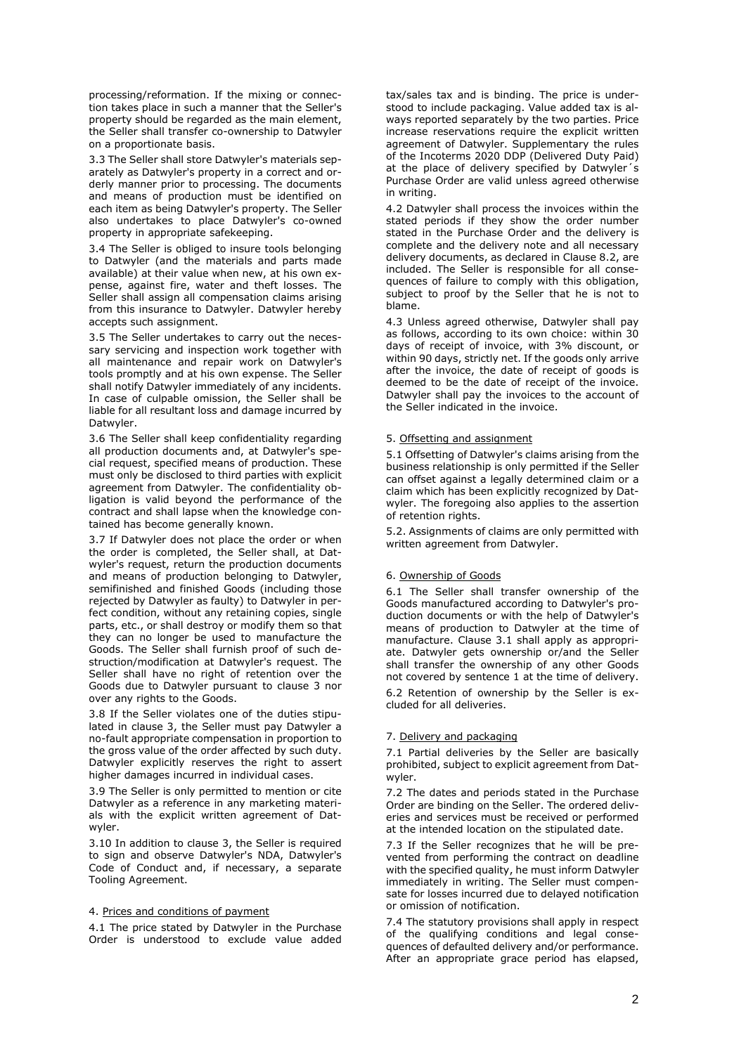processing/reformation. If the mixing or connection takes place in such a manner that the Seller's property should be regarded as the main element, the Seller shall transfer co-ownership to Datwyler on a proportionate basis.

3.3 The Seller shall store Datwyler's materials separately as Datwyler's property in a correct and orderly manner prior to processing. The documents and means of production must be identified on each item as being Datwyler's property. The Seller also undertakes to place Datwyler's co-owned property in appropriate safekeeping.

3.4 The Seller is obliged to insure tools belonging to Datwyler (and the materials and parts made available) at their value when new, at his own expense, against fire, water and theft losses. The Seller shall assign all compensation claims arising from this insurance to Datwyler. Datwyler hereby accepts such assignment.

3.5 The Seller undertakes to carry out the necessary servicing and inspection work together with all maintenance and repair work on Datwyler's tools promptly and at his own expense. The Seller shall notify Datwyler immediately of any incidents. In case of culpable omission, the Seller shall be liable for all resultant loss and damage incurred by Datwyler.

3.6 The Seller shall keep confidentiality regarding all production documents and, at Datwyler's special request, specified means of production. These must only be disclosed to third parties with explicit agreement from Datwyler. The confidentiality obligation is valid beyond the performance of the contract and shall lapse when the knowledge contained has become generally known.

3.7 If Datwyler does not place the order or when the order is completed, the Seller shall, at Datwyler's request, return the production documents and means of production belonging to Datwyler, semifinished and finished Goods (including those rejected by Datwyler as faulty) to Datwyler in perfect condition, without any retaining copies, single parts, etc., or shall destroy or modify them so that they can no longer be used to manufacture the Goods. The Seller shall furnish proof of such destruction/modification at Datwyler's request. The Seller shall have no right of retention over the Goods due to Datwyler pursuant to clause 3 nor over any rights to the Goods.

3.8 If the Seller violates one of the duties stipulated in clause 3, the Seller must pay Datwyler a no-fault appropriate compensation in proportion to the gross value of the order affected by such duty. Datwyler explicitly reserves the right to assert higher damages incurred in individual cases.

3.9 The Seller is only permitted to mention or cite Datwyler as a reference in any marketing materials with the explicit written agreement of Datwyler.

3.10 In addition to clause 3, the Seller is required to sign and observe Datwyler's NDA, Datwyler's Code of Conduct and, if necessary, a separate Tooling Agreement.

## 4. Prices and conditions of payment

4.1 The price stated by Datwyler in the Purchase Order is understood to exclude value added tax/sales tax and is binding. The price is understood to include packaging. Value added tax is always reported separately by the two parties. Price increase reservations require the explicit written agreement of Datwyler. Supplementary the rules of the Incoterms 2020 DDP (Delivered Duty Paid) at the place of delivery specified by Datwyler´s Purchase Order are valid unless agreed otherwise in writing.

4.2 Datwyler shall process the invoices within the stated periods if they show the order number stated in the Purchase Order and the delivery is complete and the delivery note and all necessary delivery documents, as declared in Clause 8.2, are included. The Seller is responsible for all consequences of failure to comply with this obligation, subject to proof by the Seller that he is not to blame.

4.3 Unless agreed otherwise, Datwyler shall pay as follows, according to its own choice: within 30 days of receipt of invoice, with 3% discount, or within 90 days, strictly net. If the goods only arrive after the invoice, the date of receipt of goods is deemed to be the date of receipt of the invoice. Datwyler shall pay the invoices to the account of the Seller indicated in the invoice.

## 5. Offsetting and assignment

5.1 Offsetting of Datwyler's claims arising from the business relationship is only permitted if the Seller can offset against a legally determined claim or a claim which has been explicitly recognized by Datwyler. The foregoing also applies to the assertion of retention rights.

5.2. Assignments of claims are only permitted with written agreement from Datwyler.

## 6. Ownership of Goods

6.1 The Seller shall transfer ownership of the Goods manufactured according to Datwyler's production documents or with the help of Datwyler's means of production to Datwyler at the time of manufacture. Clause 3.1 shall apply as appropriate. Datwyler gets ownership or/and the Seller shall transfer the ownership of any other Goods not covered by sentence 1 at the time of delivery.

6.2 Retention of ownership by the Seller is excluded for all deliveries.

## 7. Delivery and packaging

7.1 Partial deliveries by the Seller are basically prohibited, subject to explicit agreement from Datwyler.

7.2 The dates and periods stated in the Purchase Order are binding on the Seller. The ordered deliveries and services must be received or performed at the intended location on the stipulated date.

7.3 If the Seller recognizes that he will be prevented from performing the contract on deadline with the specified quality, he must inform Datwyler immediately in writing. The Seller must compensate for losses incurred due to delayed notification or omission of notification.

7.4 The statutory provisions shall apply in respect of the qualifying conditions and legal consequences of defaulted delivery and/or performance. After an appropriate grace period has elapsed,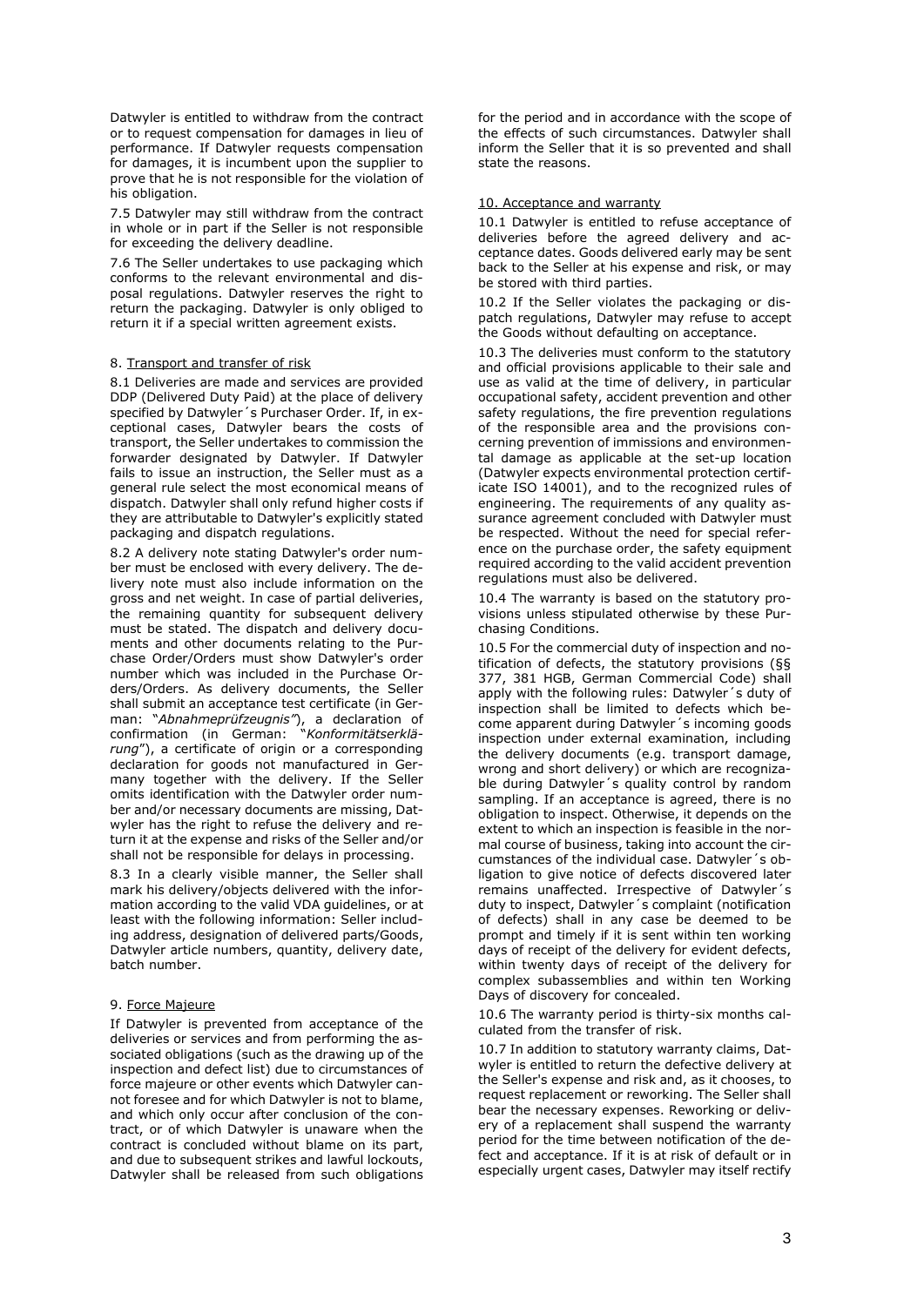Datwyler is entitled to withdraw from the contract or to request compensation for damages in lieu of performance. If Datwyler requests compensation for damages, it is incumbent upon the supplier to prove that he is not responsible for the violation of his obligation.

7.5 Datwyler may still withdraw from the contract in whole or in part if the Seller is not responsible for exceeding the delivery deadline.

7.6 The Seller undertakes to use packaging which conforms to the relevant environmental and disposal regulations. Datwyler reserves the right to return the packaging. Datwyler is only obliged to return it if a special written agreement exists.

8. Transport and transfer of risk

8.1 Deliveries are made and services are provided DDP (Delivered Duty Paid) at the place of delivery specified by Datwyler´s Purchaser Order. If, in exceptional cases, Datwyler bears the costs of transport, the Seller undertakes to commission the forwarder designated by Datwyler. If Datwyler fails to issue an instruction, the Seller must as a general rule select the most economical means of dispatch. Datwyler shall only refund higher costs if they are attributable to Datwyler's explicitly stated packaging and dispatch regulations.

8.2 A delivery note stating Datwyler's order number must be enclosed with every delivery. The delivery note must also include information on the gross and net weight. In case of partial deliveries, the remaining quantity for subsequent delivery must be stated. The dispatch and delivery documents and other documents relating to the Purchase Order/Orders must show Datwyler's order number which was included in the Purchase Orders/Orders. As delivery documents, the Seller shall submit an acceptance test certificate (in German: "*Abnahmeprüfzeugnis*"), a declaration of confirmation (in German: "*Konformitätserklärung*"), a certificate of origin or a corresponding declaration for goods not manufactured in Germany together with the delivery. If the Seller omits identification with the Datwyler order number and/or necessary documents are missing, Datwyler has the right to refuse the delivery and return it at the expense and risks of the Seller and/or shall not be responsible for delays in processing.

8.3 In a clearly visible manner, the Seller shall mark his delivery/objects delivered with the information according to the valid VDA guidelines, or at least with the following information: Seller including address, designation of delivered parts/Goods, Datwyler article numbers, quantity, delivery date, batch number.

9. Force Majeure

If Datwyler is prevented from acceptance of the deliveries or services and from performing the associated obligations (such as the drawing up of the inspection and defect list) due to circumstances of force majeure or other events which Datwyler cannot foresee and for which Datwyler is not to blame, and which only occur after conclusion of the contract, or of which Datwyler is unaware when the contract is concluded without blame on its part, and due to subsequent strikes and lawful lockouts, Datwyler shall be released from such obligations for the period and in accordance with the scope of the effects of such circumstances. Datwyler shall inform the Seller that it is so prevented and shall state the reasons.

10. Acceptance and warranty

10.1 Datwyler is entitled to refuse acceptance of deliveries before the agreed delivery and acceptance dates. Goods delivered early may be sent back to the Seller at his expense and risk, or may be stored with third parties.

10.2 If the Seller violates the packaging or dispatch regulations, Datwyler may refuse to accept the Goods without defaulting on acceptance.

10.3 The deliveries must conform to the statutory and official provisions applicable to their sale and use as valid at the time of delivery, in particular occupational safety, accident prevention and other safety regulations, the fire prevention regulations of the responsible area and the provisions concerning prevention of immissions and environmental damage as applicable at the set-up location (Datwyler expects environmental protection certificate ISO 14001), and to the recognized rules of engineering. The requirements of any quality assurance agreement concluded with Datwyler must be respected. Without the need for special reference on the purchase order, the safety equipment required according to the valid accident prevention regulations must also be delivered.

10.4 The warranty is based on the statutory provisions unless stipulated otherwise by these Purchasing Conditions.

10.5 For the commercial duty of inspection and notification of defects, the statutory provisions (§§ 377, 381 HGB, German Commercial Code) shall apply with the following rules: Datwyler´s duty of inspection shall be limited to defects which become apparent during Datwyler´s incoming goods inspection under external examination, including the delivery documents (e.g. transport damage, wrong and short delivery) or which are recognizable during Datwyler´s quality control by random sampling. If an acceptance is agreed, there is no obligation to inspect. Otherwise, it depends on the extent to which an inspection is feasible in the normal course of business, taking into account the circumstances of the individual case. Datwyler´s obligation to give notice of defects discovered later remains unaffected. Irrespective of Datwyler´s duty to inspect, Datwyler´s complaint (notification of defects) shall in any case be deemed to be prompt and timely if it is sent within ten working days of receipt of the delivery for evident defects, within twenty days of receipt of the delivery for complex subassemblies and within ten Working Days of discovery for concealed.

10.6 The warranty period is thirty-six months calculated from the transfer of risk.

10.7 In addition to statutory warranty claims, Datwyler is entitled to return the defective delivery at the Seller's expense and risk and, as it chooses, to request replacement or reworking. The Seller shall bear the necessary expenses. Reworking or delivery of a replacement shall suspend the warranty period for the time between notification of the defect and acceptance. If it is at risk of default or in especially urgent cases, Datwyler may itself rectify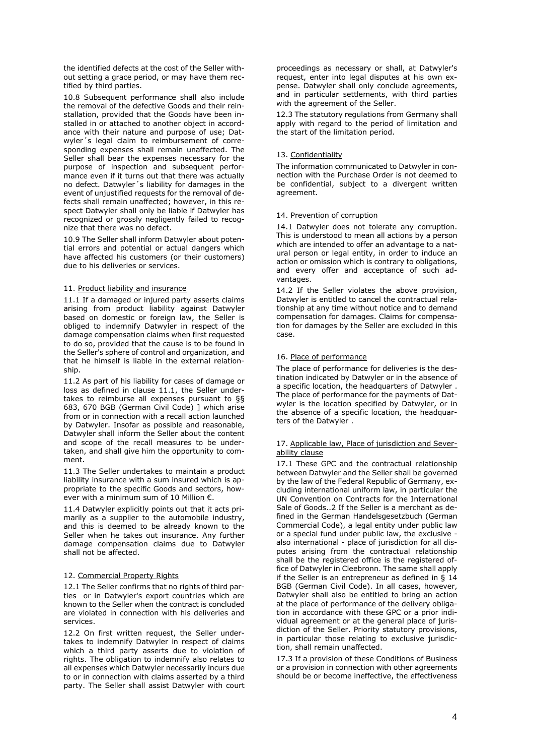the identified defects at the cost of the Seller without setting a grace period, or may have them rectified by third parties.

10.8 Subsequent performance shall also include the removal of the defective Goods and their reinstallation, provided that the Goods have been installed in or attached to another object in accordance with their nature and purpose of use; Datwyler´s legal claim to reimbursement of corresponding expenses shall remain unaffected. The Seller shall bear the expenses necessary for the purpose of inspection and subsequent performance even if it turns out that there was actually no defect. Datwyler´s liability for damages in the event of unjustified requests for the removal of defects shall remain unaffected; however, in this respect Datwyler shall only be liable if Datwyler has recognized or grossly negligently failed to recognize that there was no defect.

10.9 The Seller shall inform Datwyler about potential errors and potential or actual dangers which have affected his customers (or their customers) due to his deliveries or services.

## 11. Product liability and insurance

11.1 If a damaged or injured party asserts claims arising from product liability against Datwyler based on domestic or foreign law, the Seller is obliged to indemnify Datwyler in respect of the damage compensation claims when first requested to do so, provided that the cause is to be found in the Seller's sphere of control and organization, and that he himself is liable in the external relationship.

11.2 As part of his liability for cases of damage or loss as defined in clause 11.1, the Seller undertakes to reimburse all expenses pursuant to §§ 683, 670 BGB (German Civil Code) ] which arise from or in connection with a recall action launched by Datwyler. Insofar as possible and reasonable, Datwyler shall inform the Seller about the content and scope of the recall measures to be undertaken, and shall give him the opportunity to comment.

11.3 The Seller undertakes to maintain a product liability insurance with a sum insured which is appropriate to the specific Goods and sectors, however with a minimum sum of 10 Million €.

11.4 Datwyler explicitly points out that it acts primarily as a supplier to the automobile industry, and this is deemed to be already known to the Seller when he takes out insurance. Any further damage compensation claims due to Datwyler shall not be affected.

## 12. Commercial Property Rights

12.1 The Seller confirms that no rights of third parties or in Datwyler's export countries which are known to the Seller when the contract is concluded are violated in connection with his deliveries and services.

12.2 On first written request, the Seller undertakes to indemnify Datwyler in respect of claims which a third party asserts due to violation of rights. The obligation to indemnify also relates to all expenses which Datwyler necessarily incurs due to or in connection with claims asserted by a third party. The Seller shall assist Datwyler with court proceedings as necessary or shall, at Datwyler's request, enter into legal disputes at his own expense. Datwyler shall only conclude agreements, and in particular settlements, with third parties with the agreement of the Seller.

12.3 The statutory regulations from Germany shall apply with regard to the period of limitation and the start of the limitation period.

## 13. Confidentiality

The information communicated to Datwyler in connection with the Purchase Order is not deemed to be confidential, subject to a divergent written agreement.

## 14. Prevention of corruption

14.1 Datwyler does not tolerate any corruption. This is understood to mean all actions by a person which are intended to offer an advantage to a natural person or legal entity, in order to induce an action or omission which is contrary to obligations, and every offer and acceptance of such advantages.

14.2 If the Seller violates the above provision, Datwyler is entitled to cancel the contractual relationship at any time without notice and to demand compensation for damages. Claims for compensation for damages by the Seller are excluded in this case.

## 16. Place of performance

The place of performance for deliveries is the destination indicated by Datwyler or in the absence of a specific location, the headquarters of Datwyler . The place of performance for the payments of Datwyler is the location specified by Datwyler, or in the absence of a specific location, the headquarters of the Datwyler .

## 17. Applicable law, Place of jurisdiction and Severability clause

17.1 These GPC and the contractual relationship between Datwyler and the Seller shall be governed by the law of the Federal Republic of Germany, excluding international uniform law, in particular the UN Convention on Contracts for the International Sale of Goods..2 If the Seller is a merchant as defined in the German Handelsgesetzbuch (German Commercial Code), a legal entity under public law or a special fund under public law, the exclusive - also international - place of jurisdiction for all disputes arising from the contractual relationship shall be the registered office is the registered office of Datwyler in Cleebronn. The same shall apply if the Seller is an entrepreneur as defined in § 14 BGB (German Civil Code). In all cases, however, Datwyler shall also be entitled to bring an action at the place of performance of the delivery obligation in accordance with these GPC or a prior individual agreement or at the general place of jurisdiction of the Seller. Priority statutory provisions, in particular those relating to exclusive jurisdiction, shall remain unaffected.

17.3 If a provision of these Conditions of Business or a provision in connection with other agreements should be or become ineffective, the effectiveness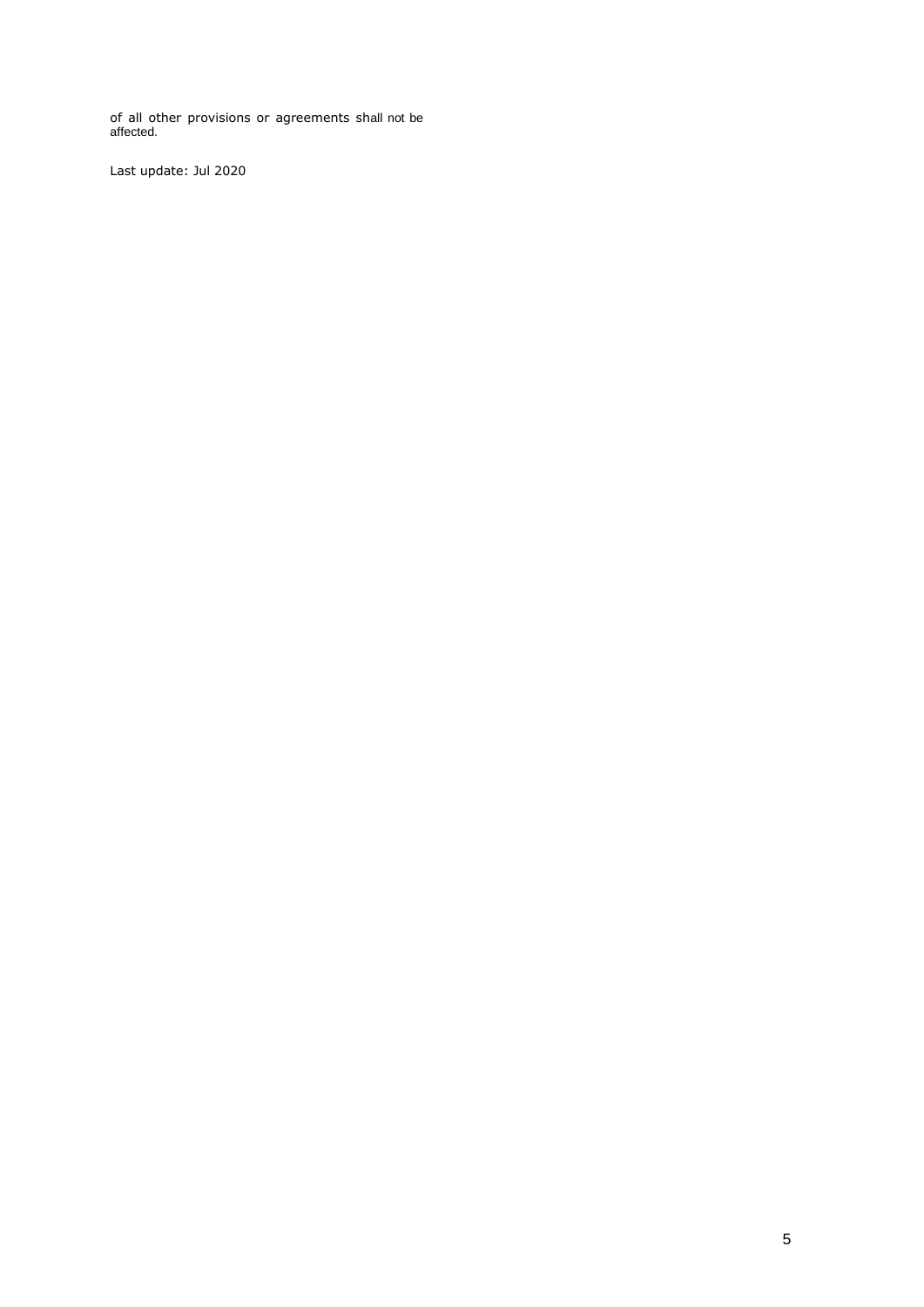of all other provisions or agreements shall not be affected.

Last update: Jul 2020